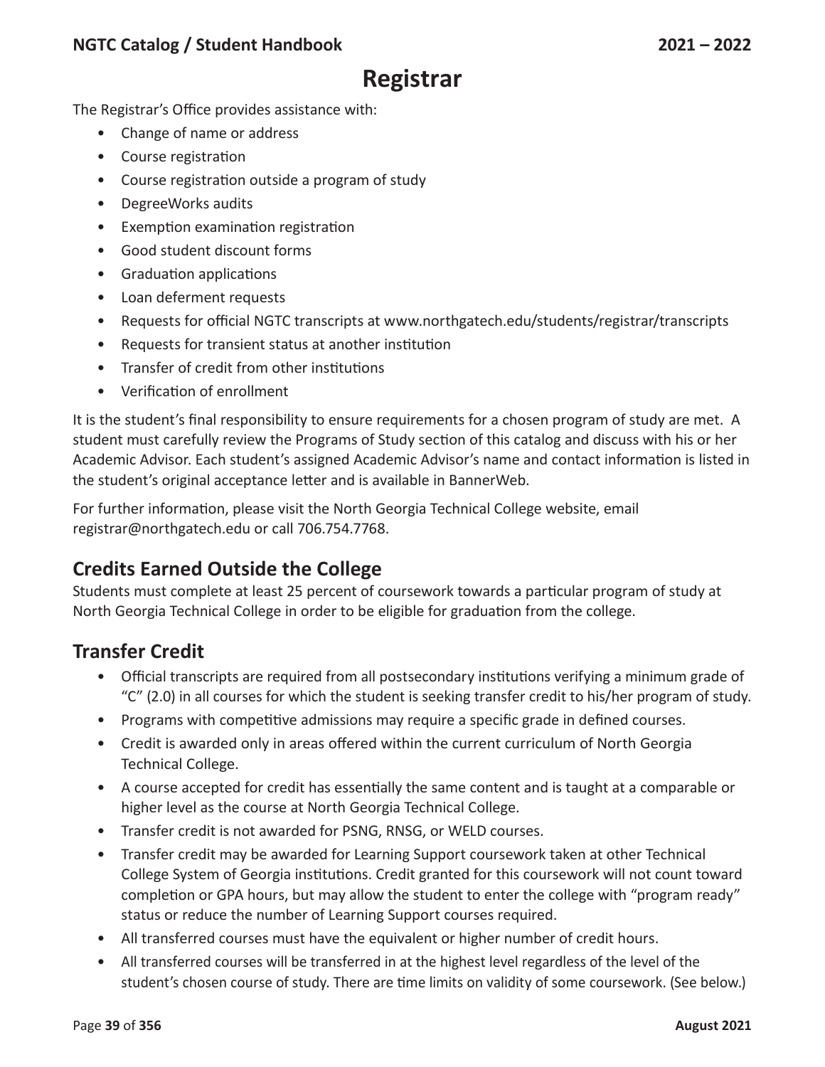# Registrar

The Registrar's Office provides assistance with:

- Change of name or address
- Course registration
- Course registration outside a program of study
- DegreeWorks audits
- Exemption examination registration
- Good student discount forms
- Graduation applications
- Loan deferment requests
- Requests for official NGTC transcripts at www.northgatech.edu/students/registrar/transcripts
- Requests for transient status at another institution
- Transfer of credit from other institutions
- Verification of enrollment

It is the student's final responsibility to ensure requirements for a chosen program of study are met. A student must carefully review the Programs of Study section of this catalog and discuss with his or her Academic Advisor. Each student's assigned Academic Advisor's name and contact information is listed in the student's original acceptance letter and is available in BannerWeb.

For further information, please visit the North Georgia Technical College website, email registrar@northgatech.edu or call 706.754.7768.

## Credits Earned Outside the College

Students must complete at least 25 percent of coursework towards a particular program of study at North Georgia Technical College in order to be eligible for graduation from the college.

## Transfer Credit

- Official transcripts are required from all postsecondary institutions verifying a minimum grade of "C" (2.0) in all courses for which the student is seeking transfer credit to his/her program of study.
- Programs with competitive admissions may require a specific grade in defined courses.
- Credit is awarded only in areas offered within the current curriculum of North Georgia Technical College.
- A course accepted for credit has essentially the same content and is taught at a comparable or higher level as the course at North Georgia Technical College.
- Transfer credit is not awarded for PSNG, RNSG, or WELD courses.
- Transfer credit may be awarded for Learning Support coursework taken at other Technical College System of Georgia institutions. Credit granted for this coursework will not count toward completion or GPA hours, but may allow the student to enter the college with "program ready" status or reduce the number of Learning Support courses required.
- All transferred courses must have the equivalent or higher number of credit hours.
- All transferred courses will be transferred in at the highest level regardless of the level of the student's chosen course of study. There are time limits on validity of some coursework. (See below.)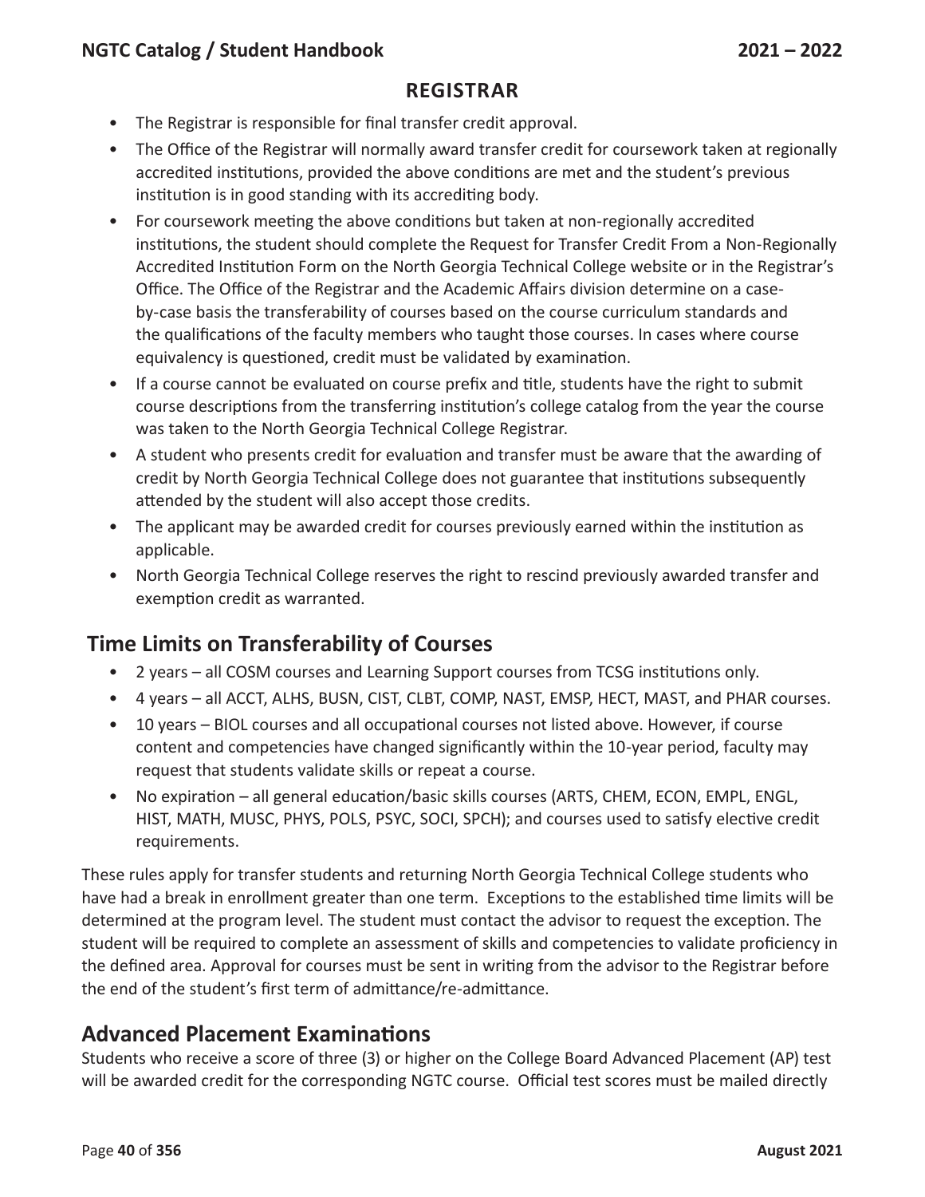## REGISTRAR

- The Registrar is responsible for final transfer credit approval.
- The Office of the Registrar will normally award transfer credit for coursework taken at regionally accredited institutions, provided the above conditions are met and the student's previous institution is in good standing with its accrediting body.
- For coursework meeting the above conditions but taken at non-regionally accredited institutions, the student should complete the Request for Transfer Credit From a Non-Regionally Accredited Institution Form on the North Georgia Technical College website or in the Registrar's Office. The Office of the Registrar and the Academic Affairs division determine on a case-by-case basis the transferability of courses based on the course curriculum standards and the qualifications of the faculty members who taught those courses. In cases where course equivalency is questioned, credit must be validated by examination.
- If a course cannot be evaluated on course prefix and title, students have the right to submit course descriptions from the transferring institution's college catalog from the year the course was taken to the North Georgia Technical College Registrar.
- A student who presents credit for evaluation and transfer must be aware that the awarding of credit by North Georgia Technical College does not guarantee that institutions subsequently attended by the student will also accept those credits.
- The applicant may be awarded credit for courses previously earned within the institution as applicable.
- North Georgia Technical College reserves the right to rescind previously awarded transfer and exemption credit as warranted.

## Time Limits on Transferability of Courses

- 2 years – all COSM courses and Learning Support courses from TCSG institutions only.
- 4 years – all ACCT, ALHS, BUSN, CIST, CLBT, COMP, NAST, EMSP, HECT, MAST, and PHAR courses.
- 10 years – BIOL courses and all occupational courses not listed above. However, if course content and competencies have changed significantly within the 10-year period, faculty may request that students validate skills or repeat a course.
- No expiration – all general education/basic skills courses (ARTS, CHEM, ECON, EMPL, ENGL, HIST, MATH, MUSC, PHYS, POLS, PSYC, SOCI, SPCH); and courses used to satisfy elective credit requirements.

These rules apply for transfer students and returning North Georgia Technical College students who have had a break in enrollment greater than one term. Exceptions to the established time limits will be determined at the program level. The student must contact the advisor to request the exception. The student will be required to complete an assessment of skills and competencies to validate proficiency in the defined area. Approval for courses must be sent in writing from the advisor to the Registrar before the end of the student's first term of admittance/re-admittance.

## Advanced Placement Examinations

Students who receive a score of three (3) or higher on the College Board Advanced Placement (AP) test will be awarded credit for the corresponding NGTC course. Official test scores must be mailed directly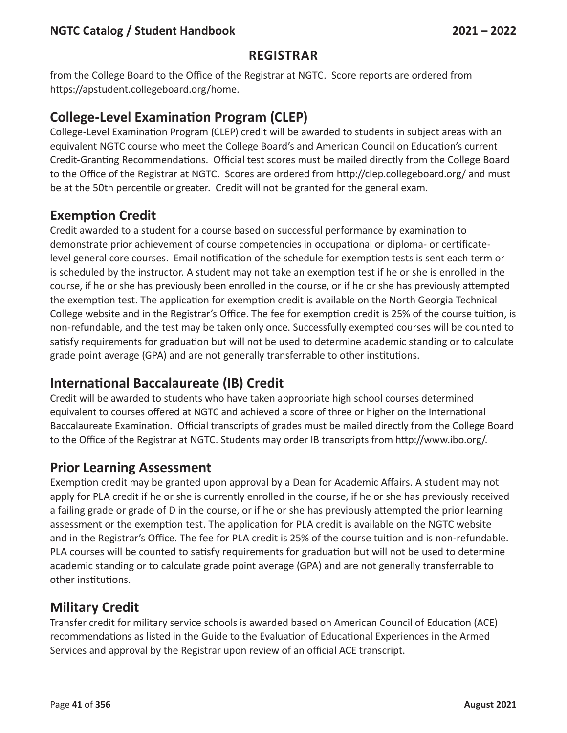## REGISTRAR

from the College Board to the Office of the Registrar at NGTC. Score reports are ordered from https://apstudent.collegeboard.org/home.

## College-Level Examination Program (CLEP)

College-Level Examination Program (CLEP) credit will be awarded to students in subject areas with an equivalent NGTC course who meet the College Board's and American Council on Education's current Credit-Granting Recommendations. Official test scores must be mailed directly from the College Board to the Office of the Registrar at NGTC. Scores are ordered from http://clep.collegeboard.org/ and must be at the 50th percentile or greater. Credit will not be granted for the general exam.

## Exemption Credit

Credit awarded to a student for a course based on successful performance by examination to demonstrate prior achievement of course competencies in occupational or diploma- or certificate-level general core courses. Email notification of the schedule for exemption tests is sent each term or is scheduled by the instructor. A student may not take an exemption test if he or she is enrolled in the course, if he or she has previously been enrolled in the course, or if he or she has previously attempted the exemption test. The application for exemption credit is available on the North Georgia Technical College website and in the Registrar's Office. The fee for exemption credit is 25% of the course tuition, is non-refundable, and the test may be taken only once. Successfully exempted courses will be counted to satisfy requirements for graduation but will not be used to determine academic standing or to calculate grade point average (GPA) and are not generally transferrable to other institutions.

## International Baccalaureate (IB) Credit

Credit will be awarded to students who have taken appropriate high school courses determined equivalent to courses offered at NGTC and achieved a score of three or higher on the International Baccalaureate Examination. Official transcripts of grades must be mailed directly from the College Board to the Office of the Registrar at NGTC. Students may order IB transcripts from http://www.ibo.org/.

## Prior Learning Assessment

Exemption credit may be granted upon approval by a Dean for Academic Affairs. A student may not apply for PLA credit if he or she is currently enrolled in the course, if he or she has previously received a failing grade or grade of D in the course, or if he or she has previously attempted the prior learning assessment or the exemption test. The application for PLA credit is available on the NGTC website and in the Registrar's Office. The fee for PLA credit is 25% of the course tuition and is non-refundable. PLA courses will be counted to satisfy requirements for graduation but will not be used to determine academic standing or to calculate grade point average (GPA) and are not generally transferrable to other institutions.

## Military Credit

Transfer credit for military service schools is awarded based on American Council of Education (ACE) recommendations as listed in the Guide to the Evaluation of Educational Experiences in the Armed Services and approval by the Registrar upon review of an official ACE transcript.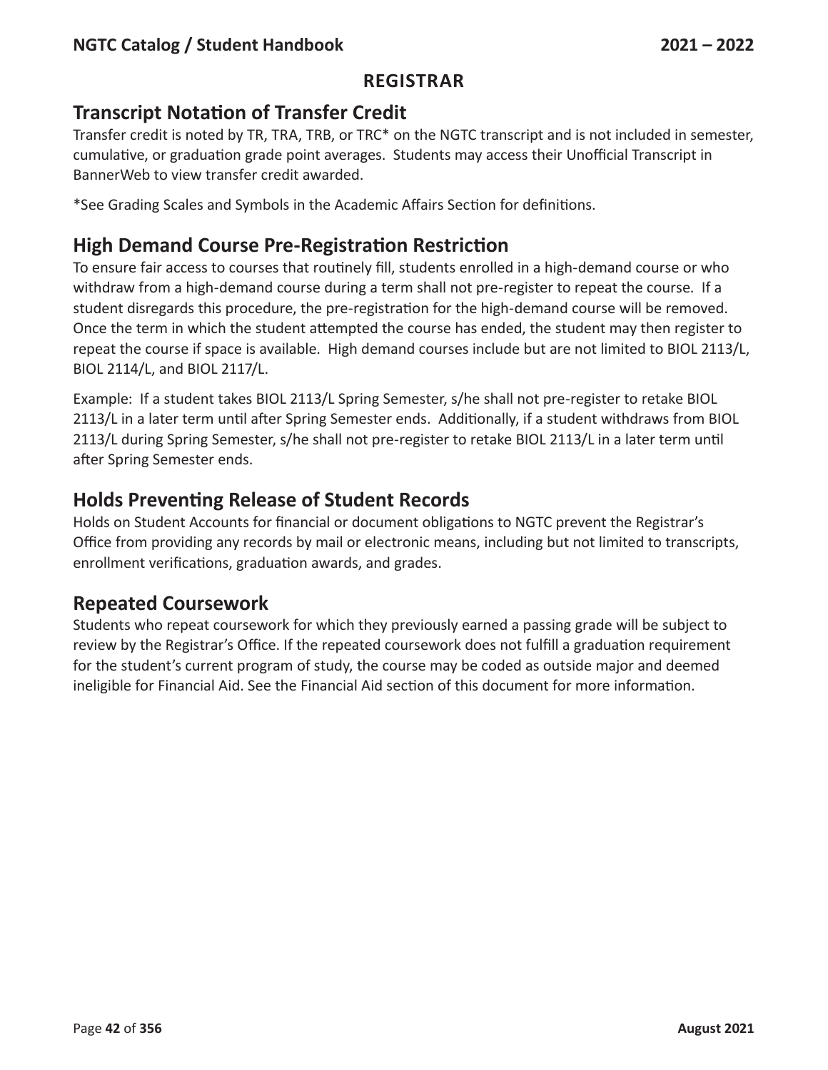# REGISTRAR

## Transcript Notation of Transfer Credit

Transfer credit is noted by TR, TRA, TRB, or TRC* on the NGTC transcript and is not included in semester, cumulative, or graduation grade point averages. Students may access their Unofficial Transcript in BannerWeb to view transfer credit awarded.

*See Grading Scales and Symbols in the Academic Affairs Section for definitions.

## High Demand Course Pre-Registration Restriction

To ensure fair access to courses that routinely fill, students enrolled in a high-demand course or who withdraw from a high-demand course during a term shall not pre-register to repeat the course. If a student disregards this procedure, the pre-registration for the high-demand course will be removed. Once the term in which the student attempted the course has ended, the student may then register to repeat the course if space is available. High demand courses include but are not limited to BIOL 2113/L, BIOL 2114/L, and BIOL 2117/L.

Example: If a student takes BIOL 2113/L Spring Semester, s/he shall not pre-register to retake BIOL 2113/L in a later term until after Spring Semester ends. Additionally, if a student withdraws from BIOL 2113/L during Spring Semester, s/he shall not pre-register to retake BIOL 2113/L in a later term until after Spring Semester ends.

## Holds Preventing Release of Student Records

Holds on Student Accounts for financial or document obligations to NGTC prevent the Registrar's Office from providing any records by mail or electronic means, including but not limited to transcripts, enrollment verifications, graduation awards, and grades.

## Repeated Coursework

Students who repeat coursework for which they previously earned a passing grade will be subject to review by the Registrar's Office. If the repeated coursework does not fulfill a graduation requirement for the student's current program of study, the course may be coded as outside major and deemed ineligible for Financial Aid. See the Financial Aid section of this document for more information.